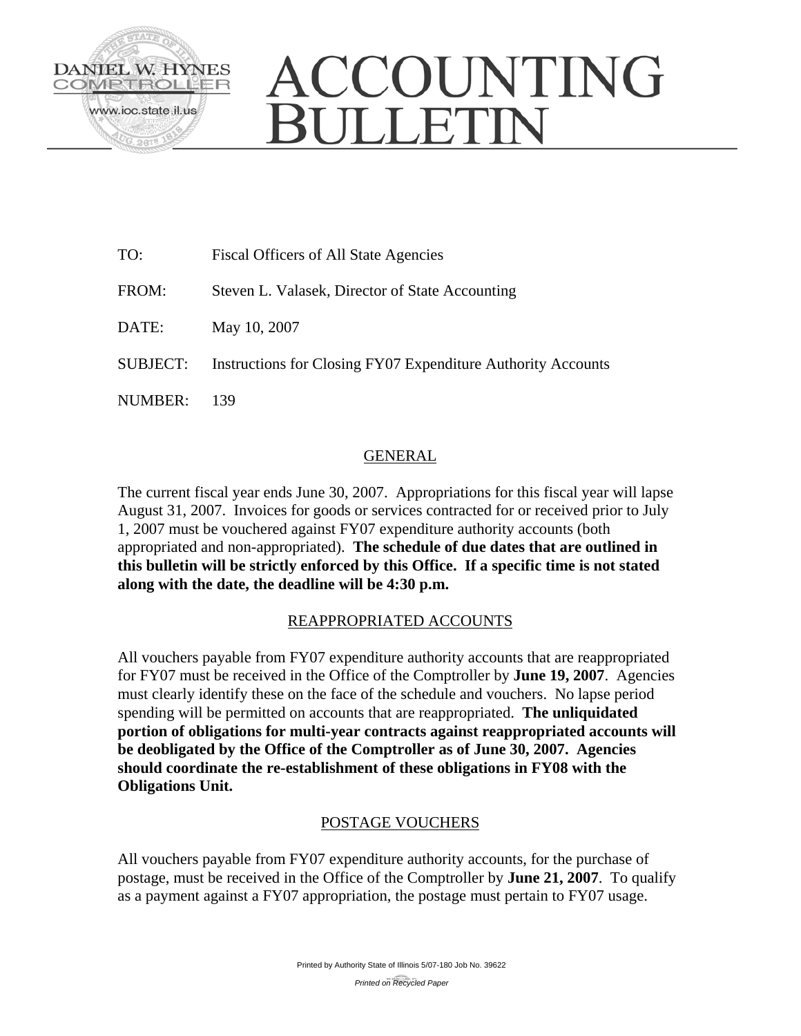DANIEL W. HYNES
COMPTROLLER
www.ioc.state.il.us

# ACCOUNTING BULLETIN

TO: Fiscal Officers of All State Agencies

FROM: Steven L. Valasek, Director of State Accounting

DATE: May 10, 2007

SUBJECT: Instructions for Closing FY07 Expenditure Authority Accounts

NUMBER: 139

## GENERAL

The current fiscal year ends June 30, 2007. Appropriations for this fiscal year will lapse August 31, 2007. Invoices for goods or services contracted for or received prior to July 1, 2007 must be vouchered against FY07 expenditure authority accounts (both appropriated and non-appropriated). **The schedule of due dates that are outlined in this bulletin will be strictly enforced by this Office. If a specific time is not stated along with the date, the deadline will be 4:30 p.m.**

## REAPPROPRIATED ACCOUNTS

All vouchers payable from FY07 expenditure authority accounts that are reappropriated for FY07 must be received in the Office of the Comptroller by **June 19, 2007**. Agencies must clearly identify these on the face of the schedule and vouchers. No lapse period spending will be permitted on accounts that are reappropriated. **The unliquidated portion of obligations for multi-year contracts against reappropriated accounts will be deobligated by the Office of the Comptroller as of June 30, 2007. Agencies should coordinate the re-establishment of these obligations in FY08 with the Obligations Unit.**

## POSTAGE VOUCHERS

All vouchers payable from FY07 expenditure authority accounts, for the purchase of postage, must be received in the Office of the Comptroller by **June 21, 2007**. To qualify as a payment against a FY07 appropriation, the postage must pertain to FY07 usage.

Printed by Authority State of Illinois 5/07-180 Job No. 39622

*Printed on Recycled Paper*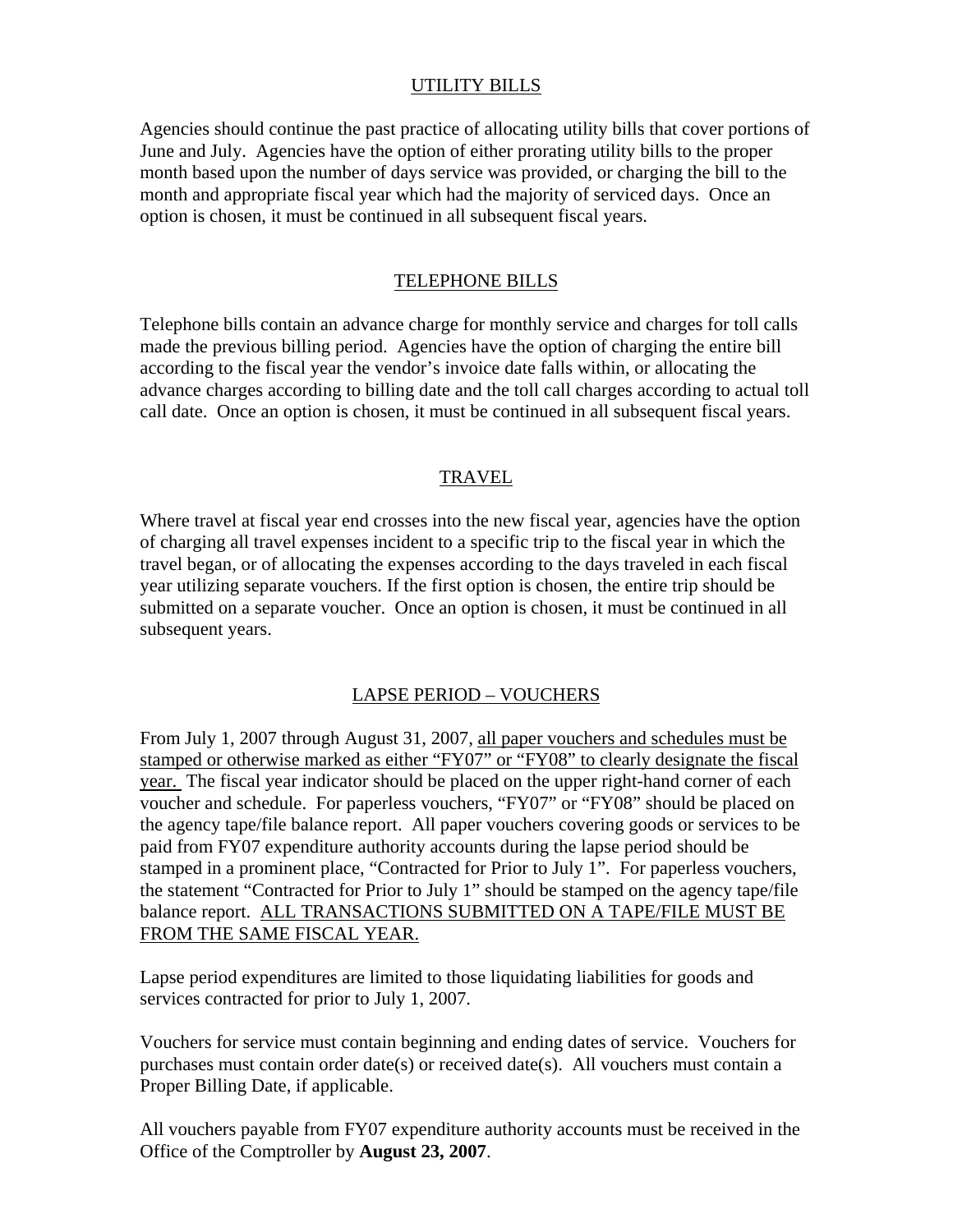## UTILITY BILLS

Agencies should continue the past practice of allocating utility bills that cover portions of June and July. Agencies have the option of either prorating utility bills to the proper month based upon the number of days service was provided, or charging the bill to the month and appropriate fiscal year which had the majority of serviced days. Once an option is chosen, it must be continued in all subsequent fiscal years.

## TELEPHONE BILLS

Telephone bills contain an advance charge for monthly service and charges for toll calls made the previous billing period. Agencies have the option of charging the entire bill according to the fiscal year the vendor's invoice date falls within, or allocating the advance charges according to billing date and the toll call charges according to actual toll call date. Once an option is chosen, it must be continued in all subsequent fiscal years.

## TRAVEL

Where travel at fiscal year end crosses into the new fiscal year, agencies have the option of charging all travel expenses incident to a specific trip to the fiscal year in which the travel began, or of allocating the expenses according to the days traveled in each fiscal year utilizing separate vouchers. If the first option is chosen, the entire trip should be submitted on a separate voucher. Once an option is chosen, it must be continued in all subsequent years.

## LAPSE PERIOD – VOUCHERS

From July 1, 2007 through August 31, 2007, <u>all paper vouchers and schedules must be stamped or otherwise marked as either "FY07" or "FY08" to clearly designate the fiscal year.</u> The fiscal year indicator should be placed on the upper right-hand corner of each voucher and schedule. For paperless vouchers, "FY07" or "FY08" should be placed on the agency tape/file balance report. All paper vouchers covering goods or services to be paid from FY07 expenditure authority accounts during the lapse period should be stamped in a prominent place, "Contracted for Prior to July 1". For paperless vouchers, the statement "Contracted for Prior to July 1" should be stamped on the agency tape/file balance report. <u>ALL TRANSACTIONS SUBMITTED ON A TAPE/FILE MUST BE FROM THE SAME FISCAL YEAR.</u>

Lapse period expenditures are limited to those liquidating liabilities for goods and services contracted for prior to July 1, 2007.

Vouchers for service must contain beginning and ending dates of service. Vouchers for purchases must contain order date(s) or received date(s). All vouchers must contain a Proper Billing Date, if applicable.

All vouchers payable from FY07 expenditure authority accounts must be received in the Office of the Comptroller by **August 23, 2007**.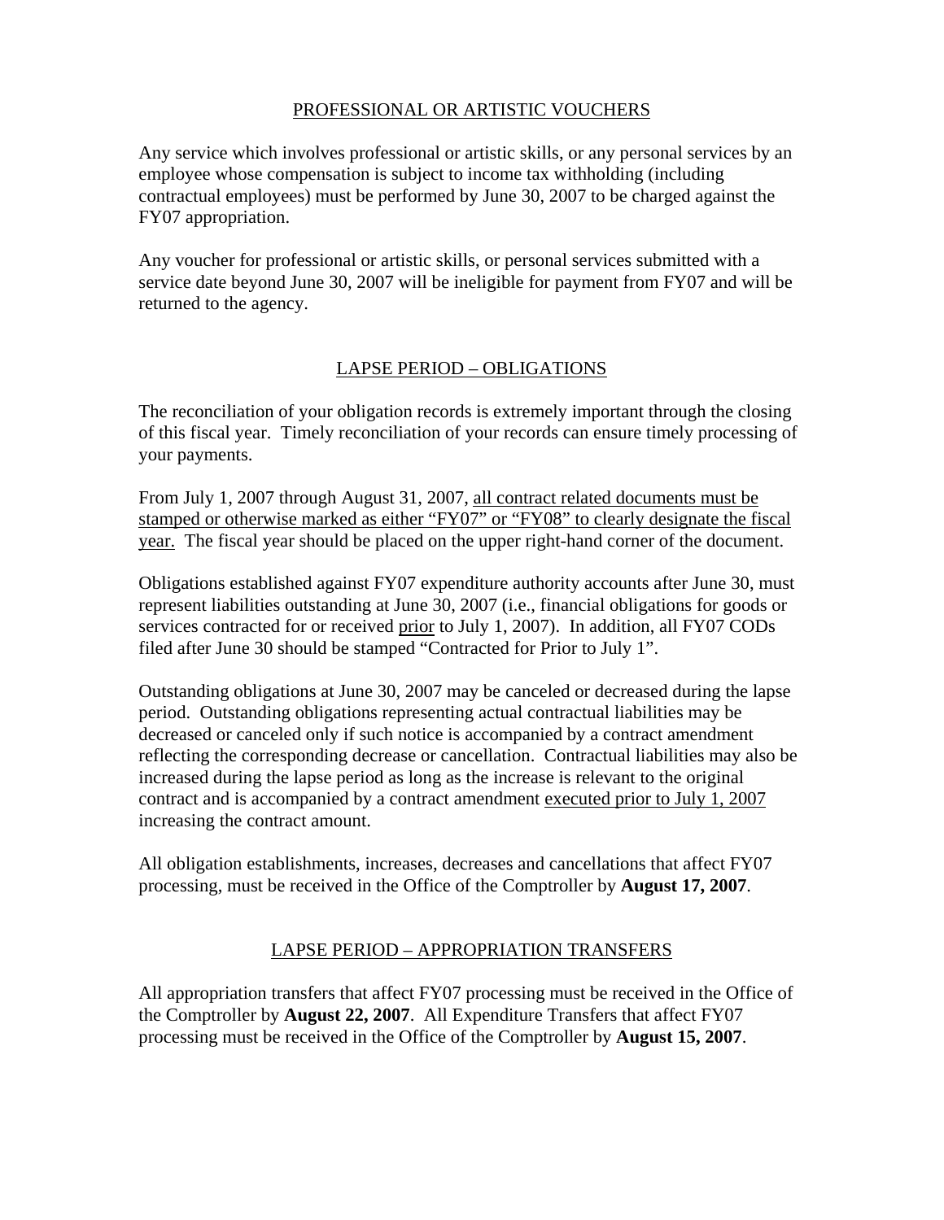## PROFESSIONAL OR ARTISTIC VOUCHERS

Any service which involves professional or artistic skills, or any personal services by an employee whose compensation is subject to income tax withholding (including contractual employees) must be performed by June 30, 2007 to be charged against the FY07 appropriation.

Any voucher for professional or artistic skills, or personal services submitted with a service date beyond June 30, 2007 will be ineligible for payment from FY07 and will be returned to the agency.

## LAPSE PERIOD – OBLIGATIONS

The reconciliation of your obligation records is extremely important through the closing of this fiscal year. Timely reconciliation of your records can ensure timely processing of your payments.

From July 1, 2007 through August 31, 2007, all contract related documents must be stamped or otherwise marked as either "FY07" or "FY08" to clearly designate the fiscal year. The fiscal year should be placed on the upper right-hand corner of the document.

Obligations established against FY07 expenditure authority accounts after June 30, must represent liabilities outstanding at June 30, 2007 (i.e., financial obligations for goods or services contracted for or received prior to July 1, 2007). In addition, all FY07 CODs filed after June 30 should be stamped "Contracted for Prior to July 1".

Outstanding obligations at June 30, 2007 may be canceled or decreased during the lapse period. Outstanding obligations representing actual contractual liabilities may be decreased or canceled only if such notice is accompanied by a contract amendment reflecting the corresponding decrease or cancellation. Contractual liabilities may also be increased during the lapse period as long as the increase is relevant to the original contract and is accompanied by a contract amendment executed prior to July 1, 2007 increasing the contract amount.

All obligation establishments, increases, decreases and cancellations that affect FY07 processing, must be received in the Office of the Comptroller by **August 17, 2007**.

## LAPSE PERIOD – APPROPRIATION TRANSFERS

All appropriation transfers that affect FY07 processing must be received in the Office of the Comptroller by **August 22, 2007**. All Expenditure Transfers that affect FY07 processing must be received in the Office of the Comptroller by **August 15, 2007**.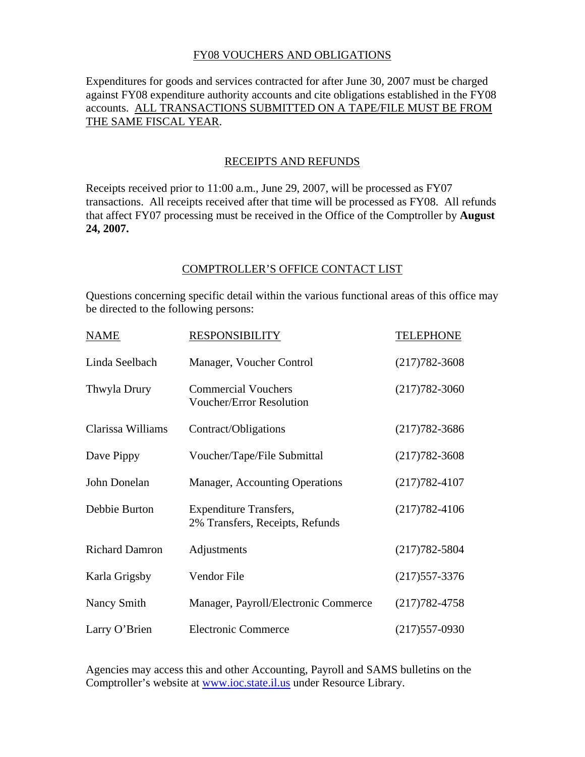## FY08 VOUCHERS AND OBLIGATIONS

Expenditures for goods and services contracted for after June 30, 2007 must be charged against FY08 expenditure authority accounts and cite obligations established in the FY08 accounts. ALL TRANSACTIONS SUBMITTED ON A TAPE/FILE MUST BE FROM THE SAME FISCAL YEAR.

## RECEIPTS AND REFUNDS

Receipts received prior to 11:00 a.m., June 29, 2007, will be processed as FY07 transactions. All receipts received after that time will be processed as FY08. All refunds that affect FY07 processing must be received in the Office of the Comptroller by **August 24, 2007.**

## COMPTROLLER'S OFFICE CONTACT LIST

Questions concerning specific detail within the various functional areas of this office may be directed to the following persons:

| NAME | RESPONSIBILITY | TELEPHONE |
|---|---|---|
| Linda Seelbach | Manager, Voucher Control | (217)782-3608 |
| Thwyla Drury | Commercial Vouchers<br>Voucher/Error Resolution | (217)782-3060 |
| Clarissa Williams | Contract/Obligations | (217)782-3686 |
| Dave Pippy | Voucher/Tape/File Submittal | (217)782-3608 |
| John Donelan | Manager, Accounting Operations | (217)782-4107 |
| Debbie Burton | Expenditure Transfers,<br>2% Transfers, Receipts, Refunds | (217)782-4106 |
| Richard Damron | Adjustments | (217)782-5804 |
| Karla Grigsby | Vendor File | (217)557-3376 |
| Nancy Smith | Manager, Payroll/Electronic Commerce | (217)782-4758 |
| Larry O'Brien | Electronic Commerce | (217)557-0930 |

Agencies may access this and other Accounting, Payroll and SAMS bulletins on the Comptroller's website at www.ioc.state.il.us under Resource Library.